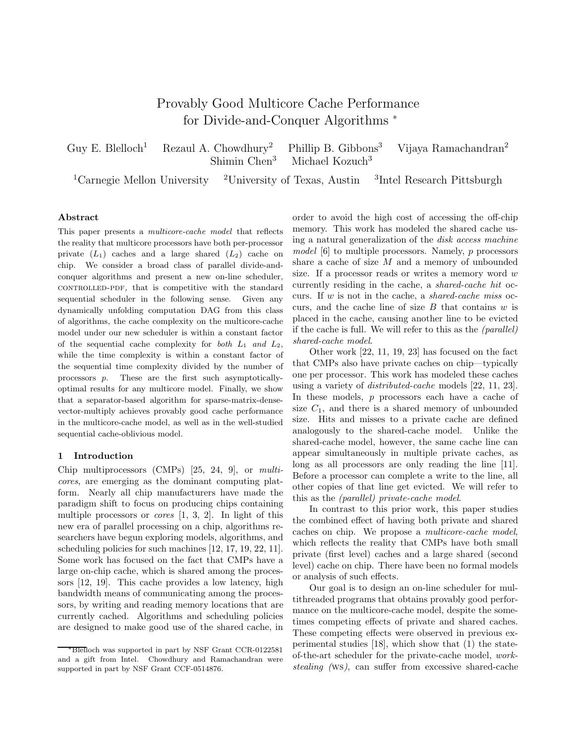# Provably Good Multicore Cache Performance for Divide-and-Conquer Algorithms *

Guy E. Blelloch[1] Rezaul A. Chowdhury[2] Phillip B. Gibbons[3] Vijaya Ramachandran[2] Shimin Chen[3] Michael Kozuch[3]

[1]Carnegie Mellon University [2]University of Texas, Austin [3]Intel Research Pittsburgh

### Abstract

This paper presents a *multicore-cache model* that reflects the reality that multicore processors have both per-processor private ($L_1$) caches and a large shared ($L_2$) cache on chip. We consider a broad class of parallel divide-and-conquer algorithms and present a new on-line scheduler, CONTROLLED-PDF, that is competitive with the standard sequential scheduler in the following sense. Given any dynamically unfolding computation DAG from this class of algorithms, the cache complexity on the multicore-cache model under our new scheduler is within a constant factor of the sequential cache complexity for *both $L_1$ and $L_2$*, while the time complexity is within a constant factor of the sequential time complexity divided by the number of processors $p$. These are the first such asymptotically-optimal results for any multicore model. Finally, we show that a separator-based algorithm for sparse-matrix-dense-vector-multiply achieves provably good cache performance in the multicore-cache model, as well as in the well-studied sequential cache-oblivious model.

## 1 Introduction

Chip multiprocessors (CMPs) [25, 24, 9], or *multicores*, are emerging as the dominant computing platform. Nearly all chip manufacturers have made the paradigm shift to focus on producing chips containing multiple processors or *cores* [1, 3, 2]. In light of this new era of parallel processing on a chip, algorithms researchers have begun exploring models, algorithms, and scheduling policies for such machines [12, 17, 19, 22, 11]. Some work has focused on the fact that CMPs have a large on-chip cache, which is shared among the processors [12, 19]. This cache provides a low latency, high bandwidth means of communicating among the processors, by writing and reading memory locations that are currently cached. Algorithms and scheduling policies are designed to make good use of the shared cache, in order to avoid the high cost of accessing the off-chip memory. This work has modeled the shared cache using a natural generalization of the *disk access machine model* [6] to multiple processors. Namely, $p$ processors share a cache of size $M$ and a memory of unbounded size. If a processor reads or writes a memory word $w$ currently residing in the cache, a *shared-cache hit* occurs. If $w$ is not in the cache, a *shared-cache miss* occurs, and the cache line of size $B$ that contains $w$ is placed in the cache, causing another line to be evicted if the cache is full. We will refer to this as the *(parallel) shared-cache model*.

Other work [22, 11, 19, 23] has focused on the fact that CMPs also have private caches on chip—typically one per processor. This work has modeled these caches using a variety of *distributed-cache* models [22, 11, 23]. In these models, $p$ processors each have a cache of size $C_1$, and there is a shared memory of unbounded size. Hits and misses to a private cache are defined analogously to the shared-cache model. Unlike the shared-cache model, however, the same cache line can appear simultaneously in multiple private caches, as long as all processors are only reading the line [11]. Before a processor can complete a write to the line, all other copies of that line get evicted. We will refer to this as the *(parallel) private-cache model*.

In contrast to this prior work, this paper studies the combined effect of having both private and shared caches on chip. We propose a *multicore-cache model*, which reflects the reality that CMPs have both small private (first level) caches and a large shared (second level) cache on chip. There have been no formal models or analysis of such effects.

Our goal is to design an on-line scheduler for multithreaded programs that obtains provably good performance on the multicore-cache model, despite the sometimes competing effects of private and shared caches. These competing effects were observed in previous experimental studies [18], which show that (1) the state-of-the-art scheduler for the private-cache model, *work-stealing (WS)*, can suffer from excessive shared-cache

*Blelloch was supported in part by NSF Grant CCR-0122581 and a gift from Intel. Chowdhury and Ramachandran were supported in part by NSF Grant CCF-0514876.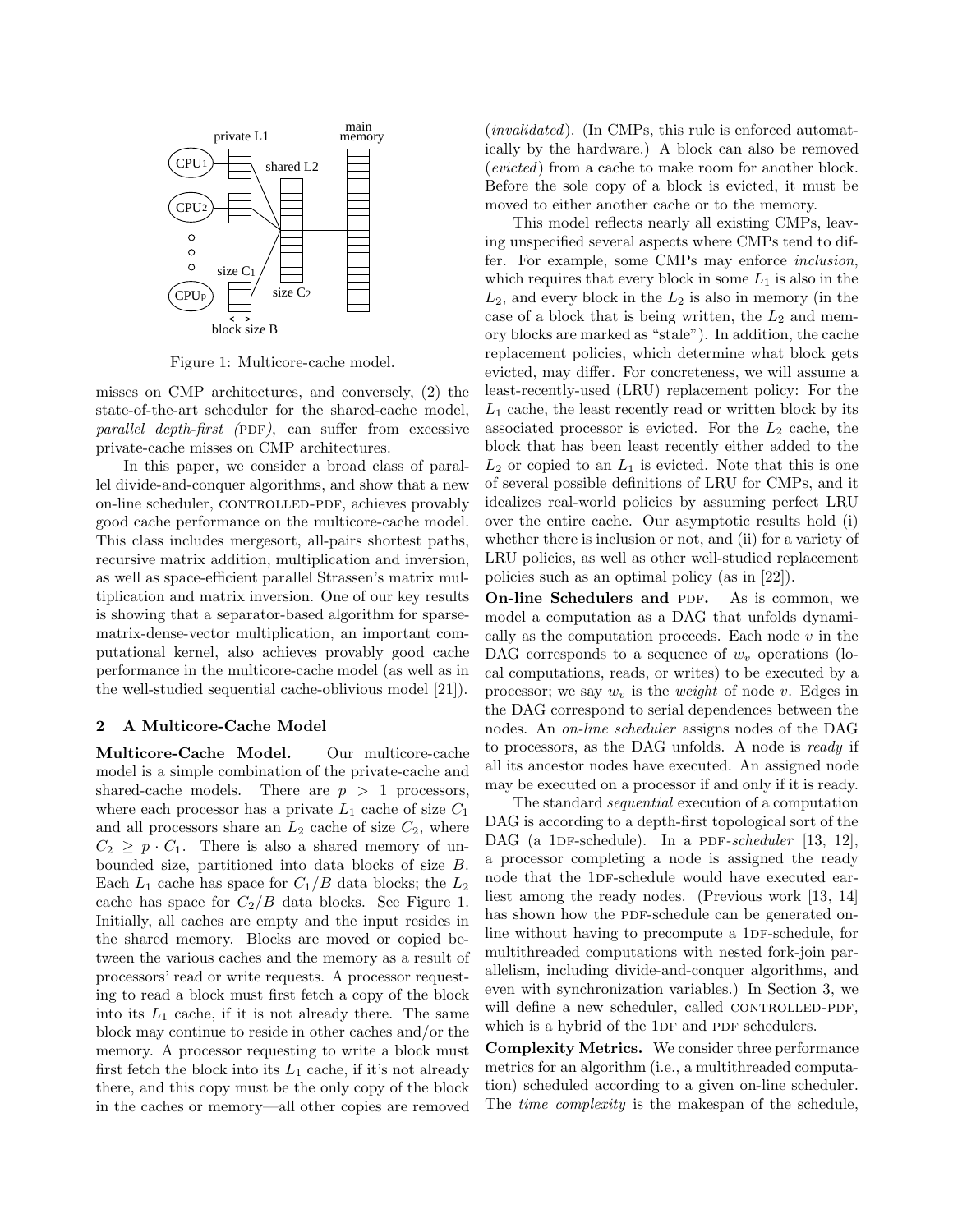Figure 1: Multicore-cache model.

misses on CMP architectures, and conversely, (2) the state-of-the-art scheduler for the shared-cache model, *parallel depth-first (PDF)*, can suffer from excessive private-cache misses on CMP architectures.

In this paper, we consider a broad class of parallel divide-and-conquer algorithms, and show that a new on-line scheduler, CONTROLLED-PDF, achieves provably good cache performance on the multicore-cache model. This class includes mergesort, all-pairs shortest paths, recursive matrix addition, multiplication and inversion, as well as space-efficient parallel Strassen's matrix multiplication and matrix inversion. One of our key results is showing that a separator-based algorithm for sparse-matrix-dense-vector multiplication, an important computational kernel, also achieves provably good cache performance in the multicore-cache model (as well as in the well-studied sequential cache-oblivious model [21]).

## 2 A Multicore-Cache Model

**Multicore-Cache Model.** Our multicore-cache model is a simple combination of the private-cache and shared-cache models. There are $p > 1$ processors, where each processor has a private $L_1$ cache of size $C_1$ and all processors share an $L_2$ cache of size $C_2$, where $C_2 \geq p \cdot C_1$. There is also a shared memory of unbounded size, partitioned into data blocks of size $B$. Each $L_1$ cache has space for $C_1/B$ data blocks; the $L_2$ cache has space for $C_2/B$ data blocks. See Figure 1. Initially, all caches are empty and the input resides in the shared memory. Blocks are moved or copied between the various caches and the memory as a result of processors' read or write requests. A processor requesting to read a block must first fetch a copy of the block into its $L_1$ cache, if it is not already there. The same block may continue to reside in other caches and/or the memory. A processor requesting to write a block must first fetch the block into its $L_1$ cache, if it's not already there, and this copy must be the only copy of the block in the caches or memory—all other copies are removed (*invalidated*). (In CMPs, this rule is enforced automatically by the hardware.) A block can also be removed (*evicted*) from a cache to make room for another block. Before the sole copy of a block is evicted, it must be moved to either another cache or to the memory.

This model reflects nearly all existing CMPs, leaving unspecified several aspects where CMPs tend to differ. For example, some CMPs may enforce *inclusion*, which requires that every block in some $L_1$ is also in the $L_2$, and every block in the $L_2$ is also in memory (in the case of a block that is being written, the $L_2$ and memory blocks are marked as "stale"). In addition, the cache replacement policies, which determine what block gets evicted, may differ. For concreteness, we will assume a least-recently-used (LRU) replacement policy: For the $L_1$ cache, the least recently read or written block by its associated processor is evicted. For the $L_2$ cache, the block that has been least recently either added to the $L_2$ or copied to an $L_1$ is evicted. Note that this is one of several possible definitions of LRU for CMPs, and it idealizes real-world policies by assuming perfect LRU over the entire cache. Our asymptotic results hold (i) whether there is inclusion or not, and (ii) for a variety of LRU policies, as well as other well-studied replacement policies such as an optimal policy (as in [22]).

**On-line Schedulers and PDF.** As is common, we model a computation as a DAG that unfolds dynamically as the computation proceeds. Each node $v$ in the DAG corresponds to a sequence of $w_v$ operations (local computations, reads, or writes) to be executed by a processor; we say $w_v$ is the *weight* of node $v$. Edges in the DAG correspond to serial dependences between the nodes. An *on-line scheduler* assigns nodes of the DAG to processors, as the DAG unfolds. A node is *ready* if all its ancestor nodes have executed. An assigned node may be executed on a processor if and only if it is ready.

The standard *sequential* execution of a computation DAG is according to a depth-first topological sort of the DAG (a 1DF-schedule). In a *PDF-scheduler* [13, 12], a processor completing a node is assigned the ready node that the 1DF-schedule would have executed earliest among the ready nodes. (Previous work [13, 14] has shown how the PDF-schedule can be generated on-line without having to precompute a 1DF-schedule, for multithreaded computations with nested fork-join parallelism, including divide-and-conquer algorithms, and even with synchronization variables.) In Section 3, we will define a new scheduler, called CONTROLLED-PDF, which is a hybrid of the 1DF and PDF schedulers.

**Complexity Metrics.** We consider three performance metrics for an algorithm (i.e., a multithreaded computation) scheduled according to a given on-line scheduler. The *time complexity* is the makespan of the schedule,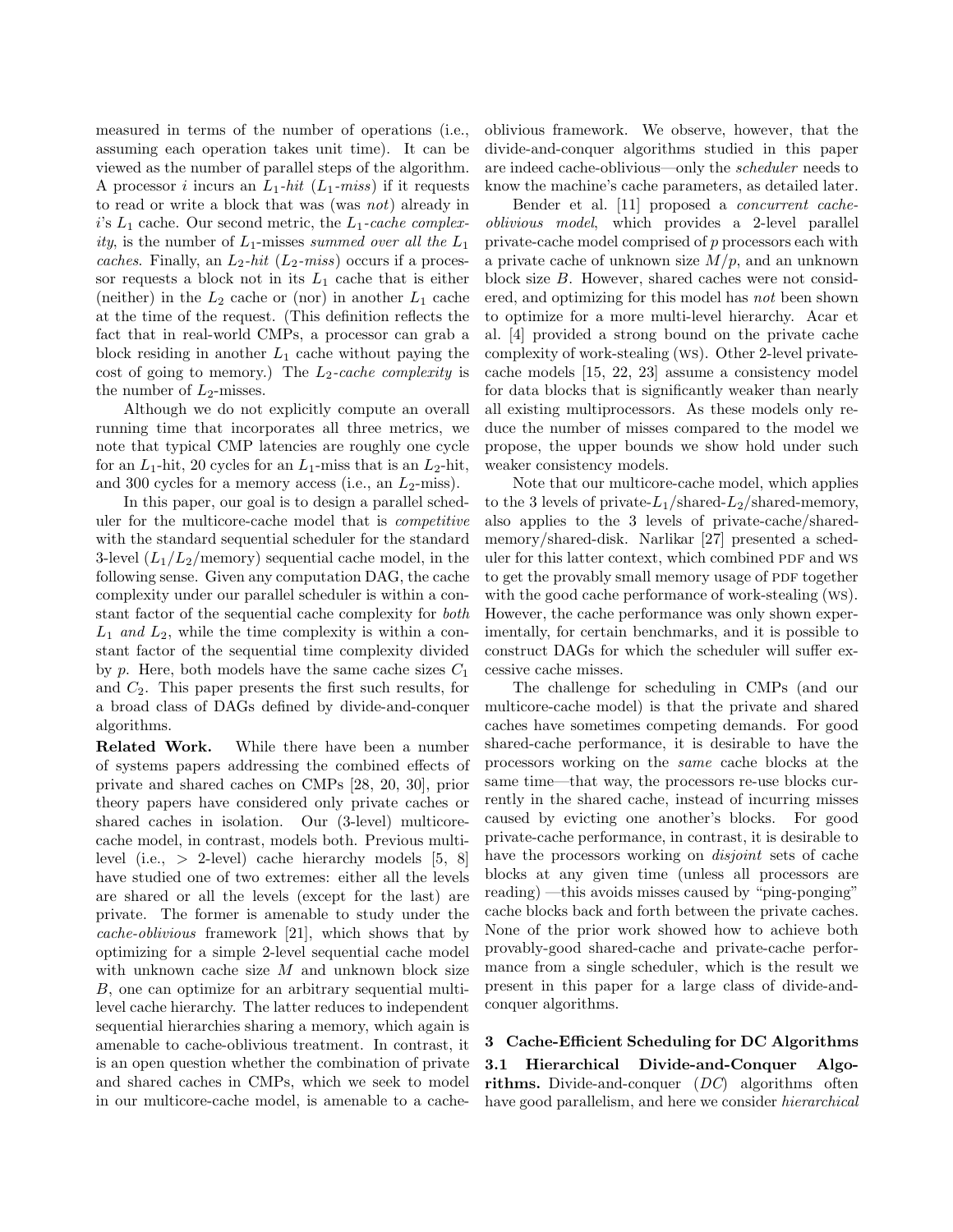measured in terms of the number of operations (i.e., assuming each operation takes unit time). It can be viewed as the number of parallel steps of the algorithm. A processor $i$ incurs an $L_1$-*hit* ($L_1$-*miss*) if it requests to read or write a block that was (was *not*) already in $i$'s $L_1$ cache. Our second metric, the $L_1$-*cache complexity*, is the number of $L_1$-misses *summed over all the* $L_1$ *caches*. Finally, an $L_2$-*hit* ($L_2$-*miss*) occurs if a processor requests a block not in its $L_1$ cache that is either (neither) in the $L_2$ cache or (nor) in another $L_1$ cache at the time of the request. (This definition reflects the fact that in real-world CMPs, a processor can grab a block residing in another $L_1$ cache without paying the cost of going to memory.) The $L_2$-*cache complexity* is the number of $L_2$-misses.

Although we do not explicitly compute an overall running time that incorporates all three metrics, we note that typical CMP latencies are roughly one cycle for an $L_1$-hit, 20 cycles for an $L_1$-miss that is an $L_2$-hit, and 300 cycles for a memory access (i.e., an $L_2$-miss).

In this paper, our goal is to design a parallel scheduler for the multicore-cache model that is *competitive* with the standard sequential scheduler for the standard 3-level ($L_1$/$L_2$/memory) sequential cache model, in the following sense. Given any computation DAG, the cache complexity under our parallel scheduler is within a constant factor of the sequential cache complexity for *both* $L_1$ *and* $L_2$, while the time complexity is within a constant factor of the sequential time complexity divided by $p$. Here, both models have the same cache sizes $C_1$ and $C_2$. This paper presents the first such results, for a broad class of DAGs defined by divide-and-conquer algorithms.

**Related Work.** While there have been a number of systems papers addressing the combined effects of private and shared caches on CMPs [28, 20, 30], prior theory papers have considered only private caches or shared caches in isolation. Our (3-level) multicore-cache model, in contrast, models both. Previous multi-level (i.e., > 2-level) cache hierarchy models [5, 8] have studied one of two extremes: either all the levels are shared or all the levels (except for the last) are private. The former is amenable to study under the *cache-oblivious* framework [21], which shows that by optimizing for a simple 2-level sequential cache model with unknown cache size $M$ and unknown block size $B$, one can optimize for an arbitrary sequential multi-level cache hierarchy. The latter reduces to independent sequential hierarchies sharing a memory, which again is amenable to cache-oblivious treatment. In contrast, it is an open question whether the combination of private and shared caches in CMPs, which we seek to model in our multicore-cache model, is amenable to a cache-oblivious framework. We observe, however, that the divide-and-conquer algorithms studied in this paper are indeed cache-oblivious—only the *scheduler* needs to know the machine's cache parameters, as detailed later.

Bender et al. [11] proposed a *concurrent cache-oblivious model*, which provides a 2-level parallel private-cache model comprised of $p$ processors each with a private cache of unknown size $M/p$, and an unknown block size $B$. However, shared caches were not considered, and optimizing for this model has *not* been shown to optimize for a more multi-level hierarchy. Acar et al. [4] provided a strong bound on the private cache complexity of work-stealing (WS). Other 2-level private-cache models [15, 22, 23] assume a consistency model for data blocks that is significantly weaker than nearly all existing multiprocessors. As these models only reduce the number of misses compared to the model we propose, the upper bounds we show hold under such weaker consistency models.

Note that our multicore-cache model, which applies to the 3 levels of private-$L_1$/shared-$L_2$/shared-memory, also applies to the 3 levels of private-cache/shared-memory/shared-disk. Narlikar [27] presented a scheduler for this latter context, which combined PDF and WS to get the provably small memory usage of PDF together with the good cache performance of work-stealing (WS). However, the cache performance was only shown experimentally, for certain benchmarks, and it is possible to construct DAGs for which the scheduler will suffer excessive cache misses.

The challenge for scheduling in CMPs (and our multicore-cache model) is that the private and shared caches have sometimes competing demands. For good shared-cache performance, it is desirable to have the processors working on the *same* cache blocks at the same time—that way, the processors re-use blocks currently in the shared cache, instead of incurring misses caused by evicting one another's blocks. For good private-cache performance, in contrast, it is desirable to have the processors working on *disjoint* sets of cache blocks at any given time (unless all processors are reading) —this avoids misses caused by "ping-ponging" cache blocks back and forth between the private caches. None of the prior work showed how to achieve both provably-good shared-cache and private-cache performance from a single scheduler, which is the result we present in this paper for a large class of divide-and-conquer algorithms.

## 3 Cache-Efficient Scheduling for DC Algorithms

### 3.1 Hierarchical Divide-and-Conquer Algorithms.

Divide-and-conquer (*DC*) algorithms often have good parallelism, and here we consider *hierarchical*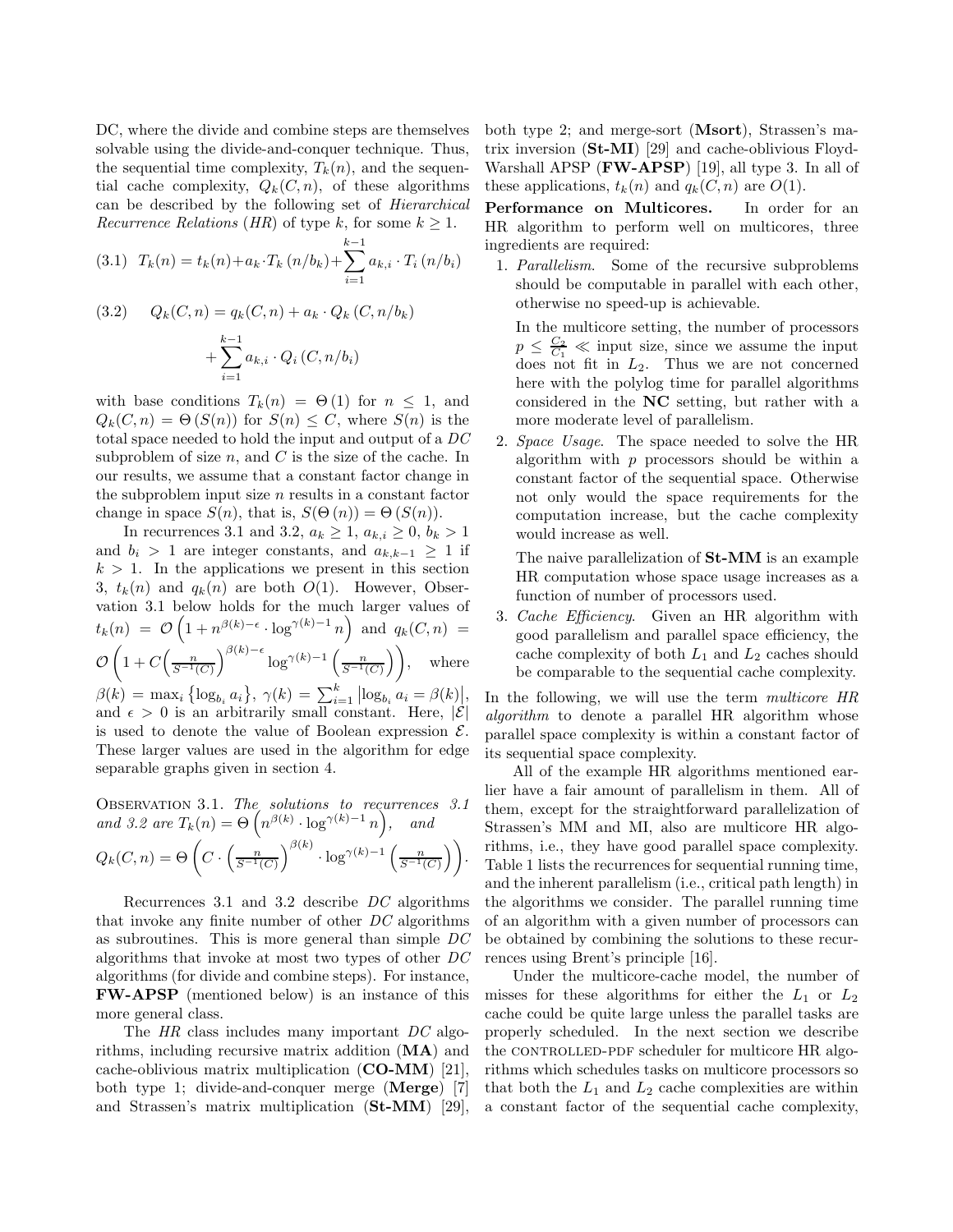DC, where the divide and combine steps are themselves solvable using the divide-and-conquer technique. Thus, the sequential time complexity, $T_k(n)$, and the sequential cache complexity, $Q_k(C, n)$, of these algorithms can be described by the following set of *Hierarchical Recurrence Relations* (*HR*) of type $k$, for some $k \geq 1$.

$$(3.1) \quad T_k(n) = t_k(n) + a_k \cdot T_k(n/b_k) + \sum_{i=1}^{k-1} a_{k,i} \cdot T_i(n/b_i)$$

$$(3.2) \quad Q_k(C, n) = q_k(C, n) + a_k \cdot Q_k(C, n/b_k) + \sum_{i=1}^{k-1} a_{k,i} \cdot Q_i(C, n/b_i)$$

with base conditions $T_k(n) = \Theta(1)$ for $n \leq 1$, and $Q_k(C, n) = \Theta(S(n))$ for $S(n) \leq C$, where $S(n)$ is the total space needed to hold the input and output of a *DC* subproblem of size $n$, and $C$ is the size of the cache. In our results, we assume that a constant factor change in the subproblem input size $n$ results in a constant factor change in space $S(n)$, that is, $S(\Theta(n)) = \Theta(S(n))$.

In recurrences 3.1 and 3.2, $a_k \geq 1$, $a_{k,i} \geq 0$, $b_k > 1$ and $b_i > 1$ are integer constants, and $a_{k,k-1} \geq 1$ if $k > 1$. In the applications we present in this section 3, $t_k(n)$ and $q_k(n)$ are both $O(1)$. However, Observation 3.1 below holds for the much larger values of $t_k(n) = \mathcal{O}\left(1 + n^{\beta(k)-\epsilon} \cdot \log^{\gamma(k)-1} n\right)$ and $q_k(C, n) = \mathcal{O}\left(1 + C\left(\frac{n}{S^{-1}(C)}\right)^{\beta(k)-\epsilon} \log^{\gamma(k)-1}\left(\frac{n}{S^{-1}(C)}\right)\right)$, where $\beta(k) = \max_i \left\{\log_{b_i} a_i\right\}$, $\gamma(k) = \sum_{i=1}^{k} \left|\log_{b_i} a_i = \beta(k)\right|$, and $\epsilon > 0$ is an arbitrarily small constant. Here, $|\mathcal{E}|$ is used to denote the value of Boolean expression $\mathcal{E}$. These larger values are used in the algorithm for edge separable graphs given in section 4.

Observation 3.1. *The solutions to recurrences 3.1 and 3.2 are* $T_k(n) = \Theta\left(n^{\beta(k)} \cdot \log^{\gamma(k)-1} n\right)$, *and* $Q_k(C, n) = \Theta\left(C \cdot \left(\frac{n}{S^{-1}(C)}\right)^{\beta(k)} \cdot \log^{\gamma(k)-1}\left(\frac{n}{S^{-1}(C)}\right)\right)$.

Recurrences 3.1 and 3.2 describe *DC* algorithms that invoke any finite number of other *DC* algorithms as subroutines. This is more general than simple *DC* algorithms that invoke at most two types of other *DC* algorithms (for divide and combine steps). For instance, **FW-APSP** (mentioned below) is an instance of this more general class.

The *HR* class includes many important *DC* algorithms, including recursive matrix addition (**MA**) and cache-oblivious matrix multiplication (**CO-MM**) [21], both type 1; divide-and-conquer merge (**Merge**) [7] and Strassen's matrix multiplication (**St-MM**) [29], both type 2; and merge-sort (**Msort**), Strassen's matrix inversion (**St-MI**) [29] and cache-oblivious Floyd-Warshall APSP (**FW-APSP**) [19], all type 3. In all of these applications, $t_k(n)$ and $q_k(C, n)$ are $O(1)$.

**Performance on Multicores.** In order for an HR algorithm to perform well on multicores, three ingredients are required:

1. *Parallelism*. Some of the recursive subproblems should be computable in parallel with each other, otherwise no speed-up is achievable.

   In the multicore setting, the number of processors $p \leq \frac{C_2}{C_1} \ll$ input size, since we assume the input does not fit in $L_2$. Thus we are not concerned here with the polylog time for parallel algorithms considered in the **NC** setting, but rather with a more moderate level of parallelism.

2. *Space Usage*. The space needed to solve the HR algorithm with $p$ processors should be within a constant factor of the sequential space. Otherwise not only would the space requirements for the computation increase, but the cache complexity would increase as well.

   The naive parallelization of **St-MM** is an example HR computation whose space usage increases as a function of number of processors used.

3. *Cache Efficiency*. Given an HR algorithm with good parallelism and parallel space efficiency, the cache complexity of both $L_1$ and $L_2$ caches should be comparable to the sequential cache complexity.

In the following, we will use the term *multicore HR algorithm* to denote a parallel HR algorithm whose parallel space complexity is within a constant factor of its sequential space complexity.

All of the example HR algorithms mentioned earlier have a fair amount of parallelism in them. All of them, except for the straightforward parallelization of Strassen's MM and MI, also are multicore HR algorithms, i.e., they have good parallel space complexity. Table 1 lists the recurrences for sequential running time, and the inherent parallelism (i.e., critical path length) in the algorithms we consider. The parallel running time of an algorithm with a given number of processors can be obtained by combining the solutions to these recurrences using Brent's principle [16].

Under the multicore-cache model, the number of misses for these algorithms for either the $L_1$ or $L_2$ cache could be quite large unless the parallel tasks are properly scheduled. In the next section we describe the CONTROLLED-PDF scheduler for multicore HR algorithms which schedules tasks on multicore processors so that both the $L_1$ and $L_2$ cache complexities are within a constant factor of the sequential cache complexity,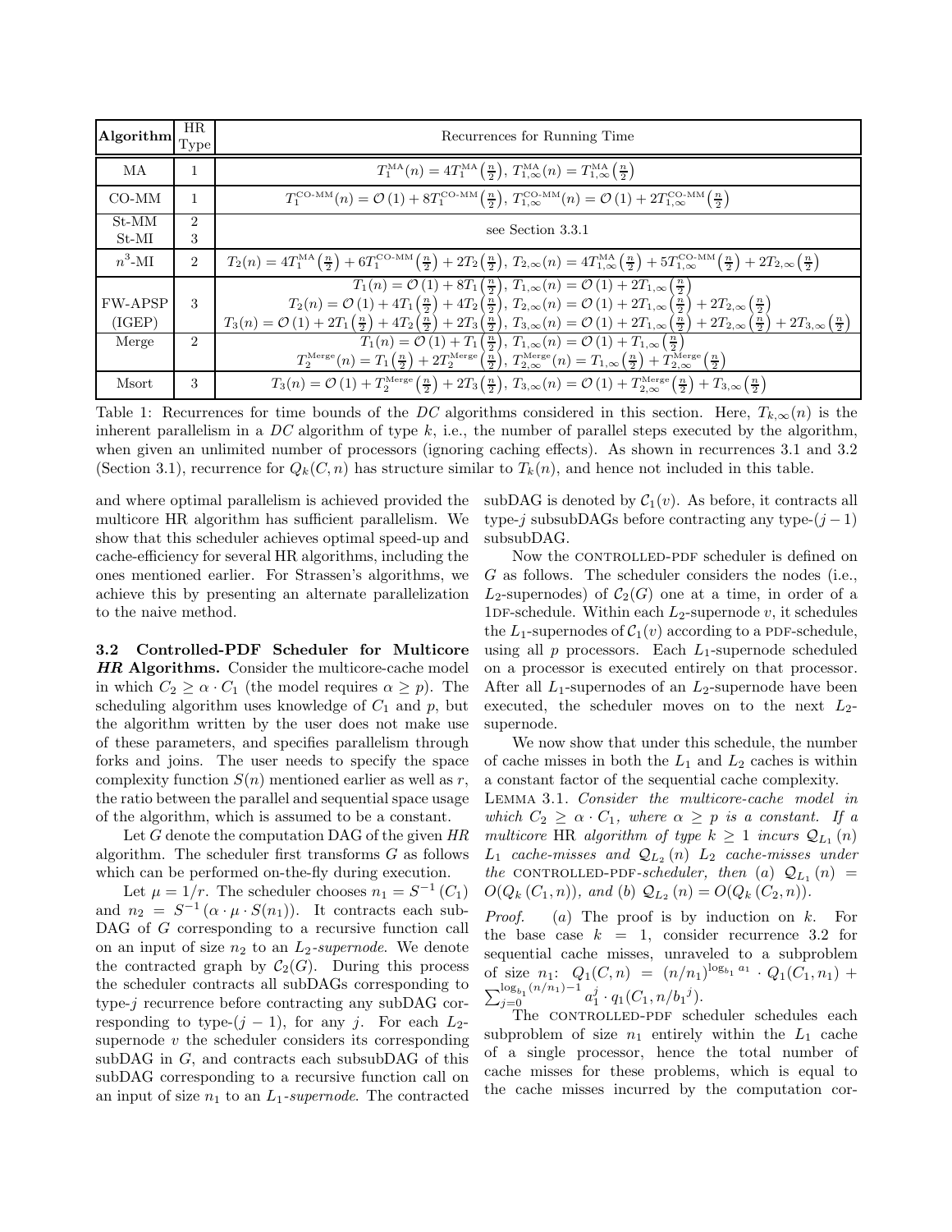| **Algorithm** | HR Type | Recurrences for Running Time |
|---|---|---|
| MA | 1 | $T_1^{\text{MA}}(n) = 4T_1^{\text{MA}}\left(\frac{n}{2}\right),\ T_{1,\infty}^{\text{MA}}(n) = T_{1,\infty}^{\text{MA}}\left(\frac{n}{2}\right)$ |
| CO-MM | 1 | $T_1^{\text{CO-MM}}(n) = \mathcal{O}(1) + 8T_1^{\text{CO-MM}}\left(\frac{n}{2}\right),\ T_{1,\infty}^{\text{CO-MM}}(n) = \mathcal{O}(1) + 2T_{1,\infty}^{\text{CO-MM}}\left(\frac{n}{2}\right)$ |
| St-MM<br>St-MI | 2<br>3 | see Section 3.3.1 |
| $n^3$-MI | 2 | $T_2(n) = 4T_1^{\text{MA}}\left(\frac{n}{2}\right) + 6T_1^{\text{CO-MM}}\left(\frac{n}{2}\right) + 2T_2\left(\frac{n}{2}\right),\ T_{2,\infty}(n) = 4T_{1,\infty}^{\text{MA}}\left(\frac{n}{2}\right) + 5T_{1,\infty}^{\text{CO-MM}}\left(\frac{n}{2}\right) + 2T_{2,\infty}\left(\frac{n}{2}\right)$ |
| FW-APSP<br>(IGEP) | 3 | $T_1(n) = \mathcal{O}(1) + 8T_1\left(\frac{n}{2}\right),\ T_{1,\infty}(n) = \mathcal{O}(1) + 2T_{1,\infty}\left(\frac{n}{2}\right)$<br>$T_2(n) = \mathcal{O}(1) + 4T_1\left(\frac{n}{2}\right) + 4T_2\left(\frac{n}{2}\right),\ T_{2,\infty}(n) = \mathcal{O}(1) + 2T_{1,\infty}\left(\frac{n}{2}\right) + 2T_{2,\infty}\left(\frac{n}{2}\right)$<br>$T_3(n) = \mathcal{O}(1) + 2T_1\left(\frac{n}{2}\right) + 4T_2\left(\frac{n}{2}\right) + 2T_3\left(\frac{n}{2}\right),\ T_{3,\infty}(n) = \mathcal{O}(1) + 2T_{1,\infty}\left(\frac{n}{2}\right) + 2T_{2,\infty}\left(\frac{n}{2}\right) + 2T_{3,\infty}\left(\frac{n}{2}\right)$ |
| Merge | 2 | $T_1(n) = \mathcal{O}(1) + T_1\left(\frac{n}{2}\right),\ T_{1,\infty}(n) = \mathcal{O}(1) + T_{1,\infty}\left(\frac{n}{2}\right)$<br>$T_2^{\text{Merge}}(n) = T_1\left(\frac{n}{2}\right) + 2T_2^{\text{Merge}}\left(\frac{n}{2}\right),\ T_{2,\infty}^{\text{Merge}}(n) = T_{1,\infty}\left(\frac{n}{2}\right) + T_{2,\infty}^{\text{Merge}}\left(\frac{n}{2}\right)$ |
| Msort | 3 | $T_3(n) = \mathcal{O}(1) + T_2^{\text{Merge}}\left(\frac{n}{2}\right) + 2T_3\left(\frac{n}{2}\right),\ T_{3,\infty}(n) = \mathcal{O}(1) + T_{2,\infty}^{\text{Merge}}\left(\frac{n}{2}\right) + T_{3,\infty}\left(\frac{n}{2}\right)$ |

Table 1: Recurrences for time bounds of the *DC* algorithms considered in this section. Here, $T_{k,\infty}(n)$ is the inherent parallelism in a *DC* algorithm of type $k$, i.e., the number of parallel steps executed by the algorithm, when given an unlimited number of processors (ignoring caching effects). As shown in recurrences 3.1 and 3.2 (Section 3.1), recurrence for $Q_k(C, n)$ has structure similar to $T_k(n)$, and hence not included in this table.

and where optimal parallelism is achieved provided the multicore HR algorithm has sufficient parallelism. We show that this scheduler achieves optimal speed-up and cache-efficiency for several HR algorithms, including the ones mentioned earlier. For Strassen's algorithms, we achieve this by presenting an alternate parallelization to the naive method.

### 3.2 Controlled-PDF Scheduler for Multicore *HR* Algorithms.

Consider the multicore-cache model in which $C_2 \geq \alpha \cdot C_1$ (the model requires $\alpha \geq p$). The scheduling algorithm uses knowledge of $C_1$ and $p$, but the algorithm written by the user does not make use of these parameters, and specifies parallelism through forks and joins. The user needs to specify the space complexity function $S(n)$ mentioned earlier as well as $r$, the ratio between the parallel and sequential space usage of the algorithm, which is assumed to be a constant.

Let $G$ denote the computation DAG of the given *HR* algorithm. The scheduler first transforms $G$ as follows which can be performed on-the-fly during execution.

Let $\mu = 1/r$. The scheduler chooses $n_1 = S^{-1}(C_1)$ and $n_2 = S^{-1}(\alpha \cdot \mu \cdot S(n_1))$. It contracts each subDAG of $G$ corresponding to a recursive function call on an input of size $n_2$ to an $L_2$-*supernode*. We denote the contracted graph by $\mathcal{C}_2(G)$. During this process the scheduler contracts all subDAGs corresponding to type-$j$ recurrence before contracting any subDAG corresponding to type-$(j-1)$, for any $j$. For each $L_2$-supernode $v$ the scheduler considers its corresponding subDAG in $G$, and contracts each subsubDAG of this subDAG corresponding to a recursive function call on an input of size $n_1$ to an $L_1$-*supernode*. The contracted subDAG is denoted by $\mathcal{C}_1(v)$. As before, it contracts all type-$j$ subsubDAGs before contracting any type-$(j-1)$ subsubDAG.

Now the CONTROLLED-PDF scheduler is defined on $G$ as follows. The scheduler considers the nodes (i.e., $L_2$-supernodes) of $\mathcal{C}_2(G)$ one at a time, in order of a 1DF-schedule. Within each $L_2$-supernode $v$, it schedules the $L_1$-supernodes of $\mathcal{C}_1(v)$ according to a PDF-schedule, using all $p$ processors. Each $L_1$-supernode scheduled on a processor is executed entirely on that processor. After all $L_1$-supernodes of an $L_2$-supernode have been executed, the scheduler moves on to the next $L_2$-supernode.

We now show that under this schedule, the number of cache misses in both the $L_1$ and $L_2$ caches is within a constant factor of the sequential cache complexity.

LEMMA 3.1. *Consider the multicore-cache model in which $C_2 \geq \alpha \cdot C_1$, where $\alpha \geq p$ is a constant. If a multicore* HR *algorithm of type $k \geq 1$ incurs $\mathcal{Q}_{L_1}(n)$ $L_1$ cache-misses and $\mathcal{Q}_{L_2}(n)$ $L_2$ cache-misses under the* CONTROLLED-PDF*-scheduler, then (a) $\mathcal{Q}_{L_1}(n) = O(Q_k(C_1, n))$, and (b) $\mathcal{Q}_{L_2}(n) = O(Q_k(C_2, n))$.*

*Proof.* (a) The proof is by induction on $k$. For the base case $k = 1$, consider recurrence 3.2 for sequential cache misses, unraveled to a subproblem of size $n_1$: $Q_1(C, n) = (n/n_1)^{\log_{b_1} a_1} \cdot Q_1(C_1, n_1) + \sum_{j=0}^{\log_{b_1}(n/n_1)-1} a_1^j \cdot q_1(C_1, n/b_1{}^j)$.

The CONTROLLED-PDF scheduler schedules each subproblem of size $n_1$ entirely within the $L_1$ cache of a single processor, hence the total number of cache misses for these problems, which is equal to the cache misses incurred by the computation cor-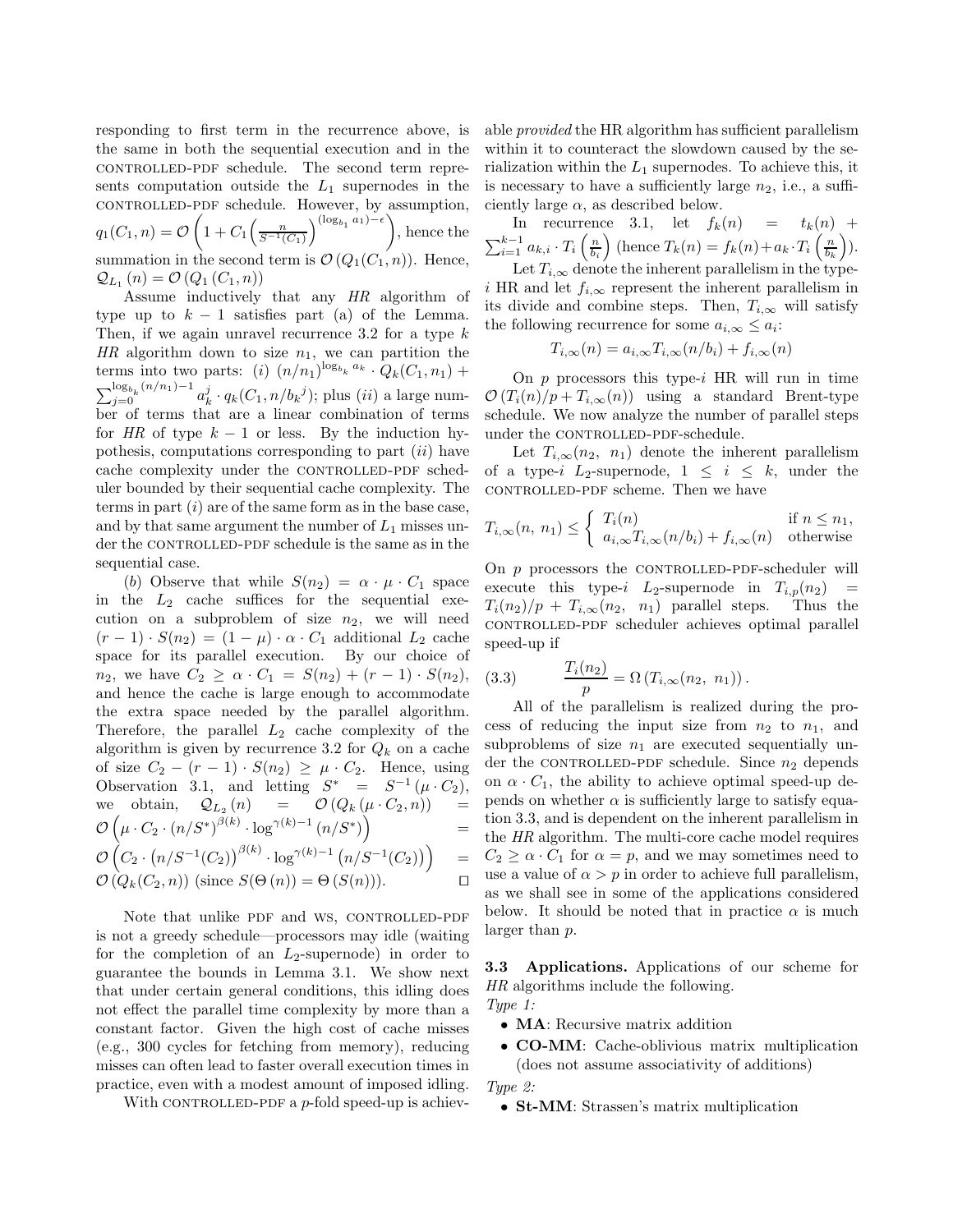responding to first term in the recurrence above, is the same in both the sequential execution and in the CONTROLLED-PDF schedule. The second term represents computation outside the $L_1$ supernodes in the CONTROLLED-PDF schedule. However, by assumption, $q_1(C_1, n) = \mathcal{O}\left(1 + C_1\left(\frac{n}{S^{-1}(C_1)}\right)^{(\log_{b_1} a_1)-\epsilon}\right)$, hence the summation in the second term is $\mathcal{O}(Q_1(C_1, n))$. Hence, $\mathcal{Q}_{L_1}(n) = \mathcal{O}(Q_1(C_1, n))$

Assume inductively that any *HR* algorithm of type up to $k-1$ satisfies part (a) of the Lemma. Then, if we again unravel recurrence 3.2 for a type $k$ *HR* algorithm down to size $n_1$, we can partition the terms into two parts: (*i*) $(n/n_1)^{\log_{b_k} a_k} \cdot Q_k(C_1, n_1) + \sum_{j=0}^{\log_{b_k}(n/n_1)-1} a_k^j \cdot q_k(C_1, n/b_k{}^j)$; plus (*ii*) a large number of terms that are a linear combination of terms for *HR* of type $k-1$ or less. By the induction hypothesis, computations corresponding to part (*ii*) have cache complexity under the CONTROLLED-PDF scheduler bounded by their sequential cache complexity. The terms in part (*i*) are of the same form as in the base case, and by that same argument the number of $L_1$ misses under the CONTROLLED-PDF schedule is the same as in the sequential case.

(*b*) Observe that while $S(n_2) = \alpha \cdot \mu \cdot C_1$ space in the $L_2$ cache suffices for the sequential execution on a subproblem of size $n_2$, we will need $(r-1) \cdot S(n_2) = (1-\mu) \cdot \alpha \cdot C_1$ additional $L_2$ cache space for its parallel execution. By our choice of $n_2$, we have $C_2 \geq \alpha \cdot C_1 = S(n_2) + (r-1) \cdot S(n_2)$, and hence the cache is large enough to accommodate the extra space needed by the parallel algorithm. Therefore, the parallel $L_2$ cache complexity of the algorithm is given by recurrence 3.2 for $Q_k$ on a cache of size $C_2 - (r-1) \cdot S(n_2) \geq \mu \cdot C_2$. Hence, using Observation 3.1, and letting $S^* = S^{-1}(\mu \cdot C_2)$, we obtain, $\mathcal{Q}_{L_2}(n) = \mathcal{O}(Q_k(\mu \cdot C_2, n)) = \mathcal{O}\left(\mu \cdot C_2 \cdot (n/S^*)^{\beta(k)} \cdot \log^{\gamma(k)-1}(n/S^*)\right) = \mathcal{O}\left(C_2 \cdot \left(n/S^{-1}(C_2)\right)^{\beta(k)} \cdot \log^{\gamma(k)-1}\left(n/S^{-1}(C_2)\right)\right) = \mathcal{O}(Q_k(C_2, n))$ (since $S(\Theta(n)) = \Theta(S(n))$). $\square$

Note that unlike PDF and WS, CONTROLLED-PDF is not a greedy schedule—processors may idle (waiting for the completion of an $L_2$-supernode) in order to guarantee the bounds in Lemma 3.1. We show next that under certain general conditions, this idling does not effect the parallel time complexity by more than a constant factor. Given the high cost of cache misses (e.g., 300 cycles for fetching from memory), reducing misses can often lead to faster overall execution times in practice, even with a modest amount of imposed idling.

With CONTROLLED-PDF a $p$-fold speed-up is achievable *provided* the HR algorithm has sufficient parallelism within it to counteract the slowdown caused by the serialization within the $L_1$ supernodes. To achieve this, it is necessary to have a sufficiently large $n_2$, i.e., a sufficiently large $\alpha$, as described below.

In recurrence 3.1, let $f_k(n) = t_k(n) + \sum_{i=1}^{k-1} a_{k,i} \cdot T_i\left(\frac{n}{b_i}\right)$ (hence $T_k(n) = f_k(n) + a_k \cdot T_i\left(\frac{n}{b_k}\right)$).

Let $T_{i,\infty}$ denote the inherent parallelism in the type-$i$ HR and let $f_{i,\infty}$ represent the inherent parallelism in its divide and combine steps. Then, $T_{i,\infty}$ will satisfy the following recurrence for some $a_{i,\infty} \leq a_i$:

$$T_{i,\infty}(n) = a_{i,\infty} T_{i,\infty}(n/b_i) + f_{i,\infty}(n)$$

On $p$ processors this type-$i$ HR will run in time $\mathcal{O}(T_i(n)/p + T_{i,\infty}(n))$ using a standard Brent-type schedule. We now analyze the number of parallel steps under the CONTROLLED-PDF-schedule.

Let $T_{i,\infty}(n_2,\ n_1)$ denote the inherent parallelism of a type-$i$ $L_2$-supernode, $1 \leq i \leq k$, under the CONTROLLED-PDF scheme. Then we have

$$T_{i,\infty}(n,\ n_1) \leq \begin{cases} T_i(n) & \text{if } n \leq n_1, \\ a_{i,\infty} T_{i,\infty}(n/b_i) + f_{i,\infty}(n) & \text{otherwise} \end{cases}$$

On $p$ processors the CONTROLLED-PDF-scheduler will execute this type-$i$ $L_2$-supernode in $T_{i,p}(n_2) = T_i(n_2)/p + T_{i,\infty}(n_2,\ n_1)$ parallel steps. Thus the CONTROLLED-PDF scheduler achieves optimal parallel speed-up if

$$\frac{T_i(n_2)}{p} = \Omega\left(T_{i,\infty}(n_2,\ n_1)\right). \tag{3.3}$$

All of the parallelism is realized during the process of reducing the input size from $n_2$ to $n_1$, and subproblems of size $n_1$ are executed sequentially under the CONTROLLED-PDF schedule. Since $n_2$ depends on $\alpha \cdot C_1$, the ability to achieve optimal speed-up depends on whether $\alpha$ is sufficiently large to satisfy equation 3.3, and is dependent on the inherent parallelism in the *HR* algorithm. The multi-core cache model requires $C_2 \geq \alpha \cdot C_1$ for $\alpha = p$, and we may sometimes need to use a value of $\alpha > p$ in order to achieve full parallelism, as we shall see in some of the applications considered below. It should be noted that in practice $\alpha$ is much larger than $p$.

**3.3 Applications.** Applications of our scheme for *HR* algorithms include the following.

*Type 1:*

- **MA**: Recursive matrix addition
- **CO-MM**: Cache-oblivious matrix multiplication (does not assume associativity of additions)

*Type 2:*

- **St-MM**: Strassen's matrix multiplication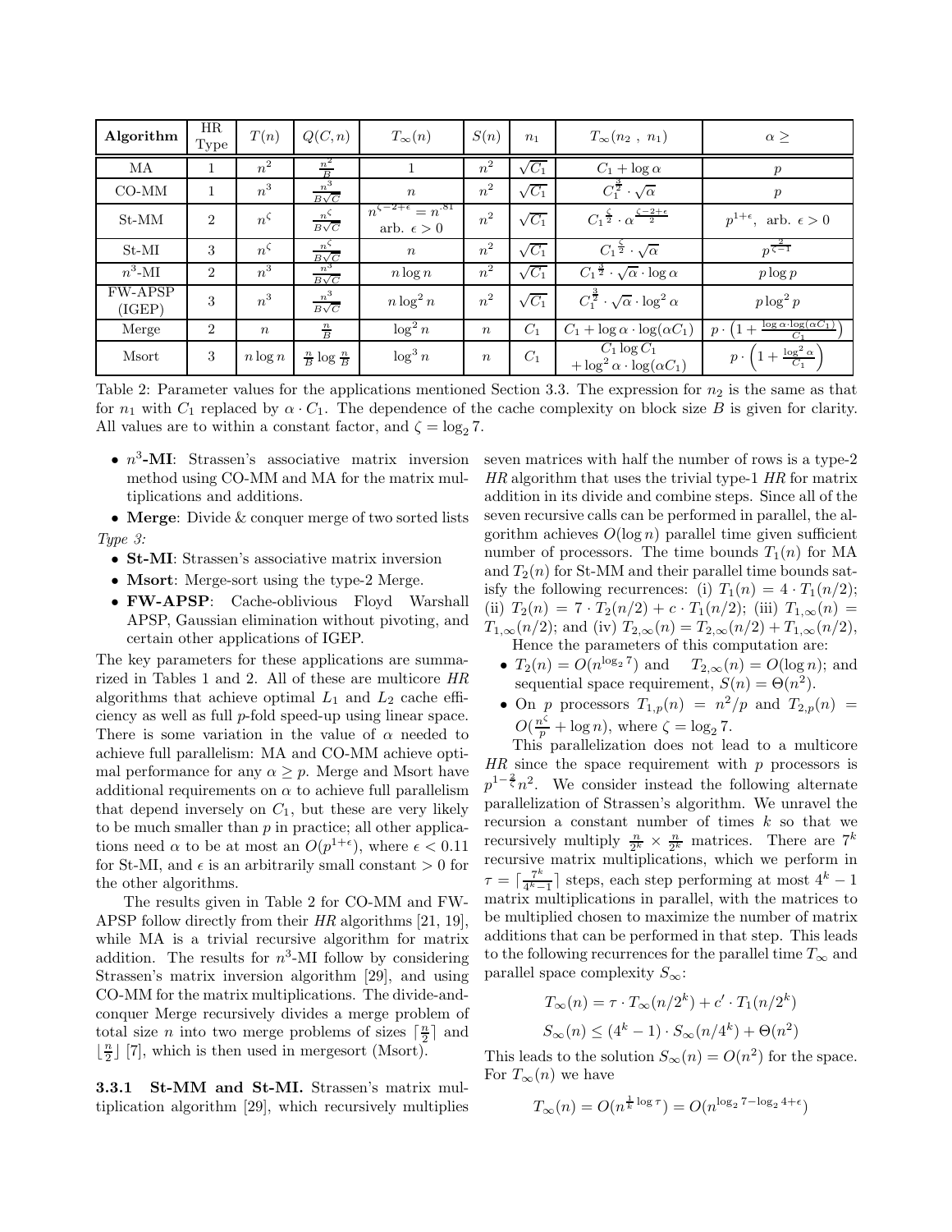| Algorithm | HR Type | $T(n)$ | $Q(C,n)$ | $T_\infty(n)$ | $S(n)$ | $n_1$ | $T_\infty(n_2\ ,\ n_1)$ | $\alpha \geq$ |
|---|---|---|---|---|---|---|---|---|
| MA | 1 | $n^2$ | $\frac{n^2}{B}$ | 1 | $n^2$ | $\sqrt{C_1}$ | $C_1 + \log\alpha$ | $p$ |
| CO-MM | 1 | $n^3$ | $\frac{n^3}{B\sqrt{C}}$ | $n$ | $n^2$ | $\sqrt{C_1}$ | $C_1^{\frac{3}{2}} \cdot \sqrt{\alpha}$ | $p$ |
| St-MM | 2 | $n^\zeta$ | $\frac{n^\zeta}{B\sqrt{C}}$ | $n^{\zeta-2+\epsilon} = n^{.81}$ arb. $\epsilon > 0$ | $n^2$ | $\sqrt{C_1}$ | $C_1^{\frac{\zeta}{2}} \cdot \alpha^{\frac{\zeta-2+\epsilon}{2}}$ | $p^{1+\epsilon}$, arb. $\epsilon > 0$ |
| St-MI | 3 | $n^\zeta$ | $\frac{n^\zeta}{B\sqrt{C}}$ | $n$ | $n^2$ | $\sqrt{C_1}$ | $C_1^{\frac{\zeta}{2}} \cdot \sqrt{\alpha}$ | $p^{\frac{2}{\zeta-1}}$ |
| $n^3$-MI | 2 | $n^3$ | $\frac{n^3}{B\sqrt{C}}$ | $n\log n$ | $n^2$ | $\sqrt{C_1}$ | $C_1^{\frac{3}{2}} \cdot \sqrt{\alpha} \cdot \log\alpha$ | $p\log p$ |
| FW-APSP (IGEP) | 3 | $n^3$ | $\frac{n^3}{B\sqrt{C}}$ | $n\log^2 n$ | $n^2$ | $\sqrt{C_1}$ | $C_1^{\frac{3}{2}} \cdot \sqrt{\alpha} \cdot \log^2\alpha$ | $p\log^2 p$ |
| Merge | 2 | $n$ | $\frac{n}{B}$ | $\log^2 n$ | $n$ | $C_1$ | $C_1 + \log\alpha \cdot \log(\alpha C_1)$ | $p \cdot \left(1 + \frac{\log\alpha \cdot \log(\alpha C_1)}{C_1}\right)$ |
| Msort | 3 | $n\log n$ | $\frac{n}{B}\log\frac{n}{B}$ | $\log^3 n$ | $n$ | $C_1$ | $C_1\log C_1$ $+\log^2\alpha \cdot \log(\alpha C_1)$ | $p \cdot \left(1 + \frac{\log^2\alpha}{C_1}\right)$ |

Table 2: Parameter values for the applications mentioned Section 3.3. The expression for $n_2$ is the same as that for $n_1$ with $C_1$ replaced by $\alpha \cdot C_1$. The dependence of the cache complexity on block size $B$ is given for clarity. All values are to within a constant factor, and $\zeta = \log_2 7$.

- **$n^3$-MI**: Strassen's associative matrix inversion method using CO-MM and MA for the matrix multiplications and additions.
- **Merge**: Divide & conquer merge of two sorted lists

*Type 3:*

- **St-MI**: Strassen's associative matrix inversion
- **Msort**: Merge-sort using the type-2 Merge.
- **FW-APSP**: Cache-oblivious Floyd Warshall APSP, Gaussian elimination without pivoting, and certain other applications of IGEP.

The key parameters for these applications are summarized in Tables 1 and 2. All of these are multicore *HR* algorithms that achieve optimal $L_1$ and $L_2$ cache efficiency as well as full $p$-fold speed-up using linear space. There is some variation in the value of $\alpha$ needed to achieve full parallelism: MA and CO-MM achieve optimal performance for any $\alpha \geq p$. Merge and Msort have additional requirements on $\alpha$ to achieve full parallelism that depend inversely on $C_1$, but these are very likely to be much smaller than $p$ in practice; all other applications need $\alpha$ to be at most an $O(p^{1+\epsilon})$, where $\epsilon < 0.11$ for St-MI, and $\epsilon$ is an arbitrarily small constant $> 0$ for the other algorithms.

The results given in Table 2 for CO-MM and FW-APSP follow directly from their *HR* algorithms [21, 19], while MA is a trivial recursive algorithm for matrix addition. The results for $n^3$-MI follow by considering Strassen's matrix inversion algorithm [29], and using CO-MM for the matrix multiplications. The divide-and-conquer Merge recursively divides a merge problem of total size $n$ into two merge problems of sizes $\lceil \frac{n}{2} \rceil$ and $\lfloor \frac{n}{2} \rfloor$ [7], which is then used in mergesort (Msort).

### 3.3.1 St-MM and St-MI.

Strassen's matrix multiplication algorithm [29], which recursively multiplies seven matrices with half the number of rows is a type-2 *HR* algorithm that uses the trivial type-1 *HR* for matrix addition in its divide and combine steps. Since all of the seven recursive calls can be performed in parallel, the algorithm achieves $O(\log n)$ parallel time given sufficient number of processors. The time bounds $T_1(n)$ for MA and $T_2(n)$ for St-MM and their parallel time bounds satisfy the following recurrences: (i) $T_1(n) = 4 \cdot T_1(n/2)$; (ii) $T_2(n) = 7 \cdot T_2(n/2) + c \cdot T_1(n/2)$; (iii) $T_{1,\infty}(n) = T_{1,\infty}(n/2)$; and (iv) $T_{2,\infty}(n) = T_{2,\infty}(n/2) + T_{1,\infty}(n/2)$,

Hence the parameters of this computation are:

- $T_2(n) = O(n^{\log_2 7})$ and $T_{2,\infty}(n) = O(\log n)$; and sequential space requirement, $S(n) = \Theta(n^2)$.
- On $p$ processors $T_{1,p}(n) = n^2/p$ and $T_{2,p}(n) = O(\frac{n^\zeta}{p} + \log n)$, where $\zeta = \log_2 7$.

This parallelization does not lead to a multicore *HR* since the space requirement with $p$ processors is $p^{1-\frac{2}{\zeta}} n^2$. We consider instead the following alternate parallelization of Strassen's algorithm. We unravel the recursion a constant number of times $k$ so that we recursively multiply $\frac{n}{2^k} \times \frac{n}{2^k}$ matrices. There are $7^k$ recursive matrix multiplications, which we perform in $\tau = \lceil \frac{7^k}{4^k-1} \rceil$ steps, each step performing at most $4^k - 1$ matrix multiplications in parallel, with the matrices to be multiplied chosen to maximize the number of matrix additions that can be performed in that step. This leads to the following recurrences for the parallel time $T_\infty$ and parallel space complexity $S_\infty$:

$$T_\infty(n) = \tau \cdot T_\infty(n/2^k) + c' \cdot T_1(n/2^k)$$

$$S_\infty(n) \leq (4^k - 1) \cdot S_\infty(n/4^k) + \Theta(n^2)$$

This leads to the solution $S_\infty(n) = O(n^2)$ for the space. For $T_\infty(n)$ we have

$$T_\infty(n) = O(n^{\frac{1}{k}\log\tau}) = O(n^{\log_2 7 - \log_2 4 + \epsilon})$$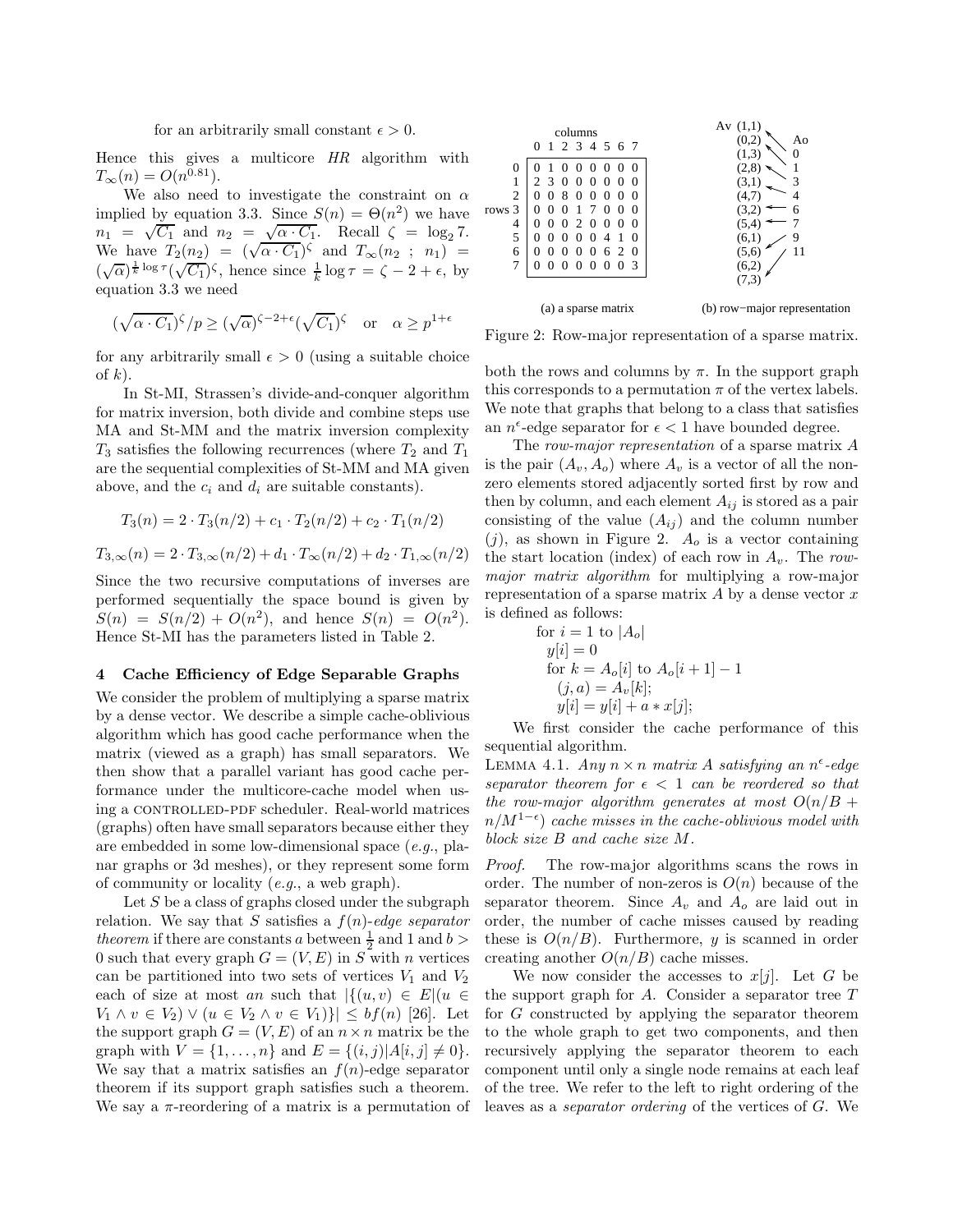for an arbitrarily small constant $\epsilon > 0$.

Hence this gives a multicore *HR* algorithm with $T_\infty(n) = O(n^{0.81})$.

We also need to investigate the constraint on $\alpha$ implied by equation 3.3. Since $S(n) = \Theta(n^2)$ we have $n_1 = \sqrt{C_1}$ and $n_2 = \sqrt{\alpha \cdot C_1}$. Recall $\zeta = \log_2 7$. We have $T_2(n_2) = (\sqrt{\alpha \cdot C_1})^\zeta$ and $T_\infty(n_2 \; ; \; n_1) = (\sqrt{\alpha})^{\frac{1}{k}\log\tau}(\sqrt{C_1})^\zeta$, hence since $\frac{1}{k}\log\tau = \zeta - 2 + \epsilon$, by equation 3.3 we need

$$(\sqrt{\alpha \cdot C_1})^\zeta / p \geq (\sqrt{\alpha})^{\zeta-2+\epsilon}(\sqrt{C_1})^\zeta \quad \text{or} \quad \alpha \geq p^{1+\epsilon}$$

for any arbitrarily small $\epsilon > 0$ (using a suitable choice of $k$).

In St-MI, Strassen's divide-and-conquer algorithm for matrix inversion, both divide and combine steps use MA and St-MM and the matrix inversion complexity $T_3$ satisfies the following recurrences (where $T_2$ and $T_1$ are the sequential complexities of St-MM and MA given above, and the $c_i$ and $d_i$ are suitable constants).

$$T_3(n) = 2 \cdot T_3(n/2) + c_1 \cdot T_2(n/2) + c_2 \cdot T_1(n/2)$$

$$T_{3,\infty}(n) = 2 \cdot T_{3,\infty}(n/2) + d_1 \cdot T_\infty(n/2) + d_2 \cdot T_{1,\infty}(n/2)$$

Since the two recursive computations of inverses are performed sequentially the space bound is given by $S(n) = S(n/2) + O(n^2)$, and hence $S(n) = O(n^2)$. Hence St-MI has the parameters listed in Table 2.

## 4 Cache Efficiency of Edge Separable Graphs

We consider the problem of multiplying a sparse matrix by a dense vector. We describe a simple cache-oblivious algorithm which has good cache performance when the matrix (viewed as a graph) has small separators. We then show that a parallel variant has good cache performance under the multicore-cache model when using a CONTROLLED-PDF scheduler. Real-world matrices (graphs) often have small separators because either they are embedded in some low-dimensional space (*e.g.*, planar graphs or 3d meshes), or they represent some form of community or locality (*e.g.*, a web graph).

Let $S$ be a class of graphs closed under the subgraph relation. We say that $S$ satisfies a $f(n)$-*edge separator theorem* if there are constants $a$ between $\frac{1}{2}$ and 1 and $b > 0$ such that every graph $G = (V, E)$ in $S$ with $n$ vertices can be partitioned into two sets of vertices $V_1$ and $V_2$ each of size at most $an$ such that $|\{(u, v) \in E | (u \in V_1 \wedge v \in V_2) \vee (u \in V_2 \wedge v \in V_1)\}| \leq bf(n)$ [26]. Let the support graph $G = (V, E)$ of an $n \times n$ matrix be the graph with $V = \{1, \ldots, n\}$ and $E = \{(i, j) | A[i, j] \neq 0\}$. We say that a matrix satisfies an $f(n)$-edge separator theorem if its support graph satisfies such a theorem. We say a $\pi$-reordering of a matrix is a permutation of both the rows and columns by $\pi$. In the support graph this corresponds to a permutation $\pi$ of the vertex labels. We note that graphs that belong to a class that satisfies an $n^\epsilon$-edge separator for $\epsilon < 1$ have bounded degree.

(a) a sparse matrix

| rows \ columns | 0 | 1 | 2 | 3 | 4 | 5 | 6 | 7 |
|---|---|---|---|---|---|---|---|---|
| 0 | 0 | 1 | 0 | 0 | 0 | 0 | 0 | 0 |
| 1 | 2 | 3 | 0 | 0 | 0 | 0 | 0 | 0 |
| 2 | 0 | 0 | 8 | 0 | 0 | 0 | 0 | 0 |
| 3 | 0 | 0 | 0 | 1 | 7 | 0 | 0 | 0 |
| 4 | 0 | 0 | 0 | 2 | 0 | 0 | 0 | 0 |
| 5 | 0 | 0 | 0 | 0 | 0 | 4 | 1 | 0 |
| 6 | 0 | 0 | 0 | 0 | 0 | 6 | 2 | 0 |
| 7 | 0 | 0 | 0 | 0 | 0 | 0 | 0 | 3 |

(b) row−major representation

Av: (1,1), (0,2), (1,3), (2,8), (3,1), (4,7), (3,2), (5,4), (6,1), (5,6), (6,2), (7,3)

Ao: 0, 1, 3, 4, 6, 7, 9, 11

Figure 2: Row-major representation of a sparse matrix.

The *row-major representation* of a sparse matrix $A$ is the pair $(A_v, A_o)$ where $A_v$ is a vector of all the non-zero elements stored adjacently sorted first by row and then by column, and each element $A_{ij}$ is stored as a pair consisting of the value $(A_{ij})$ and the column number $(j)$, as shown in Figure 2. $A_o$ is a vector containing the start location (index) of each row in $A_v$. The *row-major matrix algorithm* for multiplying a row-major representation of a sparse matrix $A$ by a dense vector $x$ is defined as follows:

```
for i = 1 to |A_o|
  y[i] = 0
  for k = A_o[i] to A_o[i+1] - 1
    (j, a) = A_v[k];
    y[i] = y[i] + a * x[j];
```

We first consider the cache performance of this sequential algorithm.

LEMMA 4.1. *Any $n \times n$ matrix $A$ satisfying an $n^\epsilon$-edge separator theorem for $\epsilon < 1$ can be reordered so that the row-major algorithm generates at most $O(n/B + n/M^{1-\epsilon})$ cache misses in the cache-oblivious model with block size $B$ and cache size $M$.*

*Proof.* The row-major algorithms scans the rows in order. The number of non-zeros is $O(n)$ because of the separator theorem. Since $A_v$ and $A_o$ are laid out in order, the number of cache misses caused by reading these is $O(n/B)$. Furthermore, $y$ is scanned in order creating another $O(n/B)$ cache misses.

We now consider the accesses to $x[j]$. Let $G$ be the support graph for $A$. Consider a separator tree $T$ for $G$ constructed by applying the separator theorem to the whole graph to get two components, and then recursively applying the separator theorem to each component until only a single node remains at each leaf of the tree. We refer to the left to right ordering of the leaves as a *separator ordering* of the vertices of $G$. We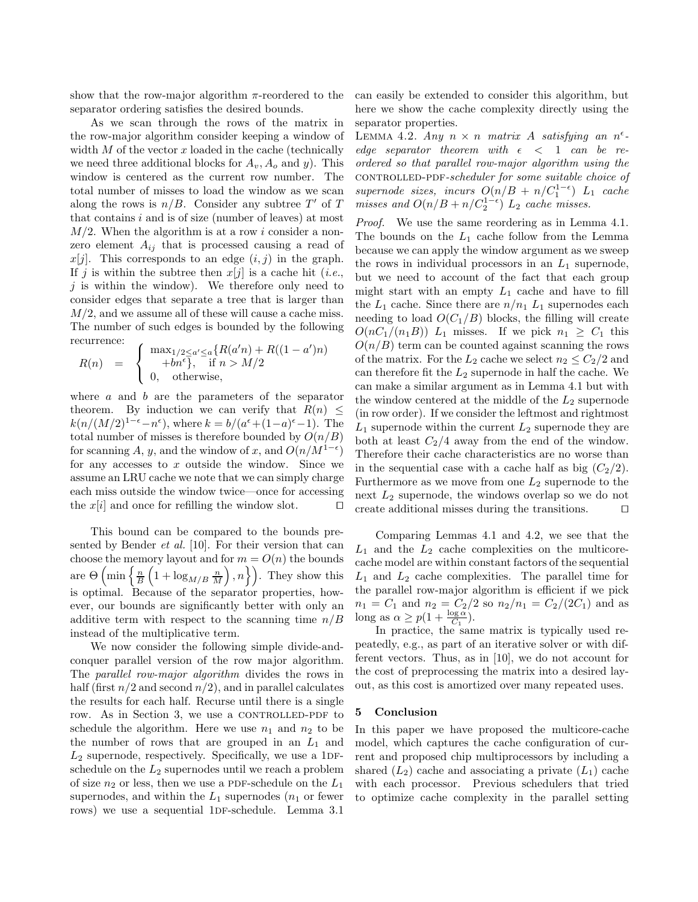show that the row-major algorithm $\pi$-reordered to the separator ordering satisfies the desired bounds.

As we scan through the rows of the matrix in the row-major algorithm consider keeping a window of width $M$ of the vector $x$ loaded in the cache (technically we need three additional blocks for $A_v, A_o$ and $y$). This window is centered as the current row number. The total number of misses to load the window as we scan along the rows is $n/B$. Consider any subtree $T'$ of $T$ that contains $i$ and is of size (number of leaves) at most $M/2$. When the algorithm is at a row $i$ consider a non-zero element $A_{ij}$ that is processed causing a read of $x[j]$. This corresponds to an edge $(i, j)$ in the graph. If $j$ is within the subtree then $x[j]$ is a cache hit (*i.e.*, $j$ is within the window). We therefore only need to consider edges that separate a tree that is larger than $M/2$, and we assume all of these will cause a cache miss. The number of such edges is bounded by the following recurrence:

$$R(n) = \begin{cases} \max_{1/2 \leq a' \leq a}\{R(a'n) + R((1-a')n) \\ \quad + bn^{\epsilon}\}, \quad \text{if } n > M/2 \\ 0, \quad \text{otherwise,} \end{cases}$$

where $a$ and $b$ are the parameters of the separator theorem. By induction we can verify that $R(n) \leq k(n/(M/2)^{1-\epsilon} - n^{\epsilon})$, where $k = b/(a^{\epsilon} + (1-a)^{\epsilon} - 1)$. The total number of misses is therefore bounded by $O(n/B)$ for scanning $A$, $y$, and the window of $x$, and $O(n/M^{1-\epsilon})$ for any accesses to $x$ outside the window. Since we assume an LRU cache we note that we can simply charge each miss outside the window twice—once for accessing the $x[i]$ and once for refilling the window slot. ☐

This bound can be compared to the bounds presented by Bender *et al.* [10]. For their version that can choose the memory layout and for $m = O(n)$ the bounds are $\Theta\left(\min\left\{\frac{n}{B}\left(1 + \log_{M/B}\frac{n}{M}\right), n\right\}\right)$. They show this is optimal. Because of the separator properties, however, our bounds are significantly better with only an additive term with respect to the scanning time $n/B$ instead of the multiplicative term.

We now consider the following simple divide-and-conquer parallel version of the row major algorithm. The *parallel row-major algorithm* divides the rows in half (first $n/2$ and second $n/2$), and in parallel calculates the results for each half. Recurse until there is a single row. As in Section 3, we use a CONTROLLED-PDF to schedule the algorithm. Here we use $n_1$ and $n_2$ to be the number of rows that are grouped in an $L_1$ and $L_2$ supernode, respectively. Specifically, we use a 1DF-schedule on the $L_2$ supernodes until we reach a problem of size $n_2$ or less, then we use a PDF-schedule on the $L_1$ supernodes, and within the $L_1$ supernodes ($n_1$ or fewer rows) we use a sequential 1DF-schedule. Lemma 3.1 can easily be extended to consider this algorithm, but here we show the cache complexity directly using the separator properties.

LEMMA 4.2. *Any $n \times n$ matrix $A$ satisfying an $n^{\epsilon}$-edge separator theorem with $\epsilon < 1$ can be reordered so that parallel row-major algorithm using the* CONTROLLED-PDF*-scheduler for some suitable choice of supernode sizes, incurs $O(n/B + n/C_1^{1-\epsilon})$ $L_1$ cache misses and $O(n/B + n/C_2^{1-\epsilon})$ $L_2$ cache misses.*

*Proof.* We use the same reordering as in Lemma 4.1. The bounds on the $L_1$ cache follow from the Lemma because we can apply the window argument as we sweep the rows in individual processors in an $L_1$ supernode, but we need to account of the fact that each group might start with an empty $L_1$ cache and have to fill the $L_1$ cache. Since there are $n/n_1$ $L_1$ supernodes each needing to load $O(C_1/B)$ blocks, the filling will create $O(nC_1/(n_1B))$ $L_1$ misses. If we pick $n_1 \geq C_1$ this $O(n/B)$ term can be counted against scanning the rows of the matrix. For the $L_2$ cache we select $n_2 \leq C_2/2$ and can therefore fit the $L_2$ supernode in half the cache. We can make a similar argument as in Lemma 4.1 but with the window centered at the middle of the $L_2$ supernode (in row order). If we consider the leftmost and rightmost $L_1$ supernode within the current $L_2$ supernode they are both at least $C_2/4$ away from the end of the window. Therefore their cache characteristics are no worse than in the sequential case with a cache half as big ($C_2/2$). Furthermore as we move from one $L_2$ supernode to the next $L_2$ supernode, the windows overlap so we do not create additional misses during the transitions. ☐

Comparing Lemmas 4.1 and 4.2, we see that the $L_1$ and the $L_2$ cache complexities on the multicore-cache model are within constant factors of the sequential $L_1$ and $L_2$ cache complexities. The parallel time for the parallel row-major algorithm is efficient if we pick $n_1 = C_1$ and $n_2 = C_2/2$ so $n_2/n_1 = C_2/(2C_1)$ and as long as $\alpha \geq p(1 + \frac{\log \alpha}{C_1})$.

In practice, the same matrix is typically used repeatedly, e.g., as part of an iterative solver or with different vectors. Thus, as in [10], we do not account for the cost of preprocessing the matrix into a desired layout, as this cost is amortized over many repeated uses.

## 5 Conclusion

In this paper we have proposed the multicore-cache model, which captures the cache configuration of current and proposed chip multiprocessors by including a shared ($L_2$) cache and associating a private ($L_1$) cache with each processor. Previous schedulers that tried to optimize cache complexity in the parallel setting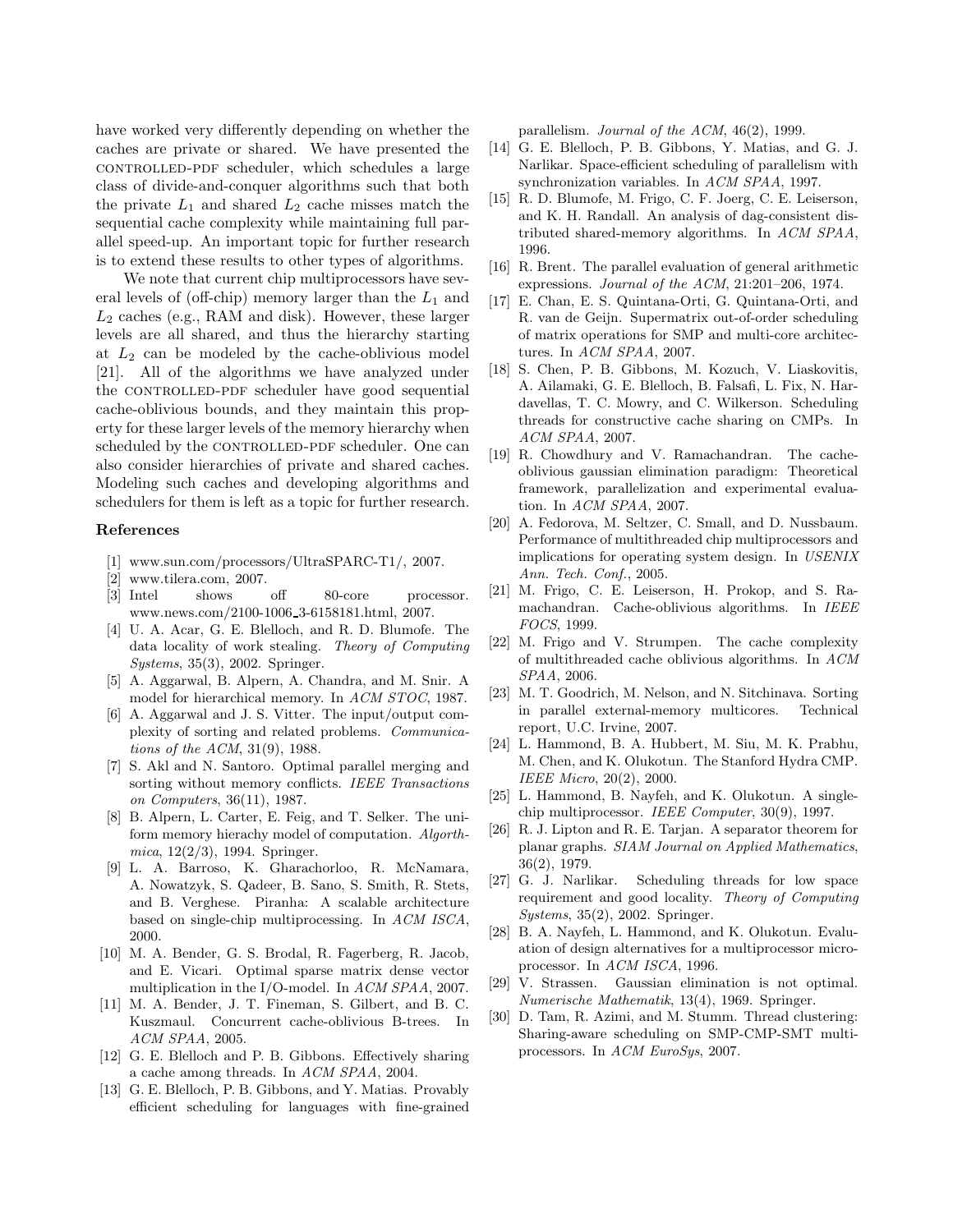have worked very differently depending on whether the caches are private or shared. We have presented the CONTROLLED-PDF scheduler, which schedules a large class of divide-and-conquer algorithms such that both the private $L_1$ and shared $L_2$ cache misses match the sequential cache complexity while maintaining full parallel speed-up. An important topic for further research is to extend these results to other types of algorithms.

We note that current chip multiprocessors have several levels of (off-chip) memory larger than the $L_1$ and $L_2$ caches (e.g., RAM and disk). However, these larger levels are all shared, and thus the hierarchy starting at $L_2$ can be modeled by the cache-oblivious model [21]. All of the algorithms we have analyzed under the CONTROLLED-PDF scheduler have good sequential cache-oblivious bounds, and they maintain this property for these larger levels of the memory hierarchy when scheduled by the CONTROLLED-PDF scheduler. One can also consider hierarchies of private and shared caches. Modeling such caches and developing algorithms and schedulers for them is left as a topic for further research.

## References

[1] www.sun.com/processors/UltraSPARC-T1/, 2007.

[2] www.tilera.com, 2007.

[3] Intel shows off 80-core processor. www.news.com/2100-1006_3-6158181.html, 2007.

[4] U. A. Acar, G. E. Blelloch, and R. D. Blumofe. The data locality of work stealing. *Theory of Computing Systems*, 35(3), 2002. Springer.

[5] A. Aggarwal, B. Alpern, A. Chandra, and M. Snir. A model for hierarchical memory. In *ACM STOC*, 1987.

[6] A. Aggarwal and J. S. Vitter. The input/output complexity of sorting and related problems. *Communications of the ACM*, 31(9), 1988.

[7] S. Akl and N. Santoro. Optimal parallel merging and sorting without memory conflicts. *IEEE Transactions on Computers*, 36(11), 1987.

[8] B. Alpern, L. Carter, E. Feig, and T. Selker. The uniform memory hierachy model of computation. *Algorthmica*, 12(2/3), 1994. Springer.

[9] L. A. Barroso, K. Gharachorloo, R. McNamara, A. Nowatzyk, S. Qadeer, B. Sano, S. Smith, R. Stets, and B. Verghese. Piranha: A scalable architecture based on single-chip multiprocessing. In *ACM ISCA*, 2000.

[10] M. A. Bender, G. S. Brodal, R. Fagerberg, R. Jacob, and E. Vicari. Optimal sparse matrix dense vector multiplication in the I/O-model. In *ACM SPAA*, 2007.

[11] M. A. Bender, J. T. Fineman, S. Gilbert, and B. C. Kuszmaul. Concurrent cache-oblivious B-trees. In *ACM SPAA*, 2005.

[12] G. E. Blelloch and P. B. Gibbons. Effectively sharing a cache among threads. In *ACM SPAA*, 2004.

[13] G. E. Blelloch, P. B. Gibbons, and Y. Matias. Provably efficient scheduling for languages with fine-grained parallelism. *Journal of the ACM*, 46(2), 1999.

[14] G. E. Blelloch, P. B. Gibbons, Y. Matias, and G. J. Narlikar. Space-efficient scheduling of parallelism with synchronization variables. In *ACM SPAA*, 1997.

[15] R. D. Blumofe, M. Frigo, C. F. Joerg, C. E. Leiserson, and K. H. Randall. An analysis of dag-consistent distributed shared-memory algorithms. In *ACM SPAA*, 1996.

[16] R. Brent. The parallel evaluation of general arithmetic expressions. *Journal of the ACM*, 21:201–206, 1974.

[17] E. Chan, E. S. Quintana-Orti, G. Quintana-Orti, and R. van de Geijn. Supermatrix out-of-order scheduling of matrix operations for SMP and multi-core architectures. In *ACM SPAA*, 2007.

[18] S. Chen, P. B. Gibbons, M. Kozuch, V. Liaskovitis, A. Ailamaki, G. E. Blelloch, B. Falsafi, L. Fix, N. Hardavellas, T. C. Mowry, and C. Wilkerson. Scheduling threads for constructive cache sharing on CMPs. In *ACM SPAA*, 2007.

[19] R. Chowdhury and V. Ramachandran. The cache-oblivious gaussian elimination paradigm: Theoretical framework, parallelization and experimental evaluation. In *ACM SPAA*, 2007.

[20] A. Fedorova, M. Seltzer, C. Small, and D. Nussbaum. Performance of multithreaded chip multiprocessors and implications for operating system design. In *USENIX Ann. Tech. Conf.*, 2005.

[21] M. Frigo, C. E. Leiserson, H. Prokop, and S. Ramachandran. Cache-oblivious algorithms. In *IEEE FOCS*, 1999.

[22] M. Frigo and V. Strumpen. The cache complexity of multithreaded cache oblivious algorithms. In *ACM SPAA*, 2006.

[23] M. T. Goodrich, M. Nelson, and N. Sitchinava. Sorting in parallel external-memory multicores. Technical report, U.C. Irvine, 2007.

[24] L. Hammond, B. A. Hubbert, M. Siu, M. K. Prabhu, M. Chen, and K. Olukotun. The Stanford Hydra CMP. *IEEE Micro*, 20(2), 2000.

[25] L. Hammond, B. Nayfeh, and K. Olukotun. A single-chip multiprocessor. *IEEE Computer*, 30(9), 1997.

[26] R. J. Lipton and R. E. Tarjan. A separator theorem for planar graphs. *SIAM Journal on Applied Mathematics*, 36(2), 1979.

[27] G. J. Narlikar. Scheduling threads for low space requirement and good locality. *Theory of Computing Systems*, 35(2), 2002. Springer.

[28] B. A. Nayfeh, L. Hammond, and K. Olukotun. Evaluation of design alternatives for a multiprocessor microprocessor. In *ACM ISCA*, 1996.

[29] V. Strassen. Gaussian elimination is not optimal. *Numerische Mathematik*, 13(4), 1969. Springer.

[30] D. Tam, R. Azimi, and M. Stumm. Thread clustering: Sharing-aware scheduling on SMP-CMP-SMT multiprocessors. In *ACM EuroSys*, 2007.